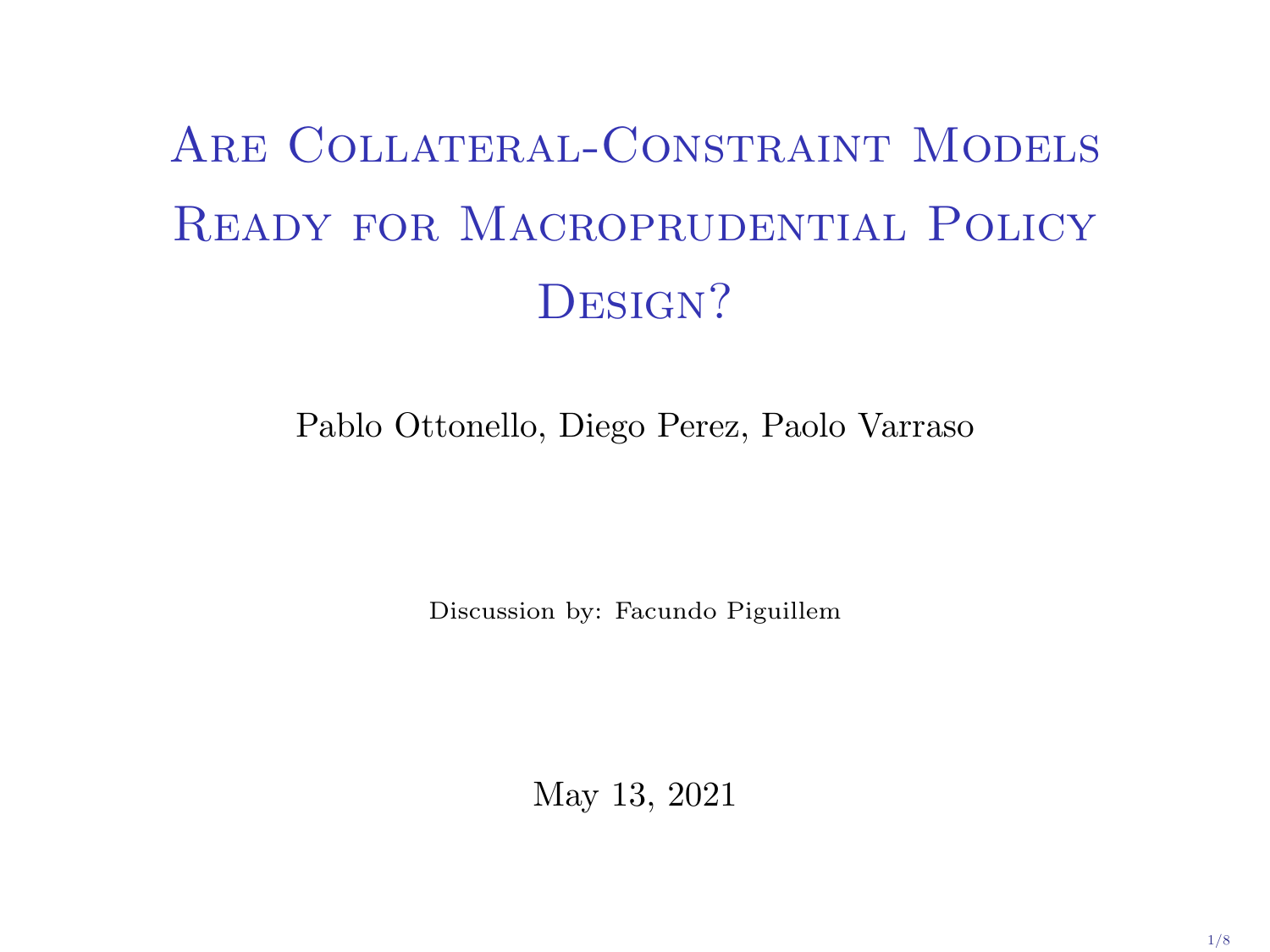# Are Collateral-Constraint Models Ready for Macroprudential Policy Design?

Pablo Ottonello, Diego Perez, Paolo Varraso

Discussion by: Facundo Piguillem

May 13, 2021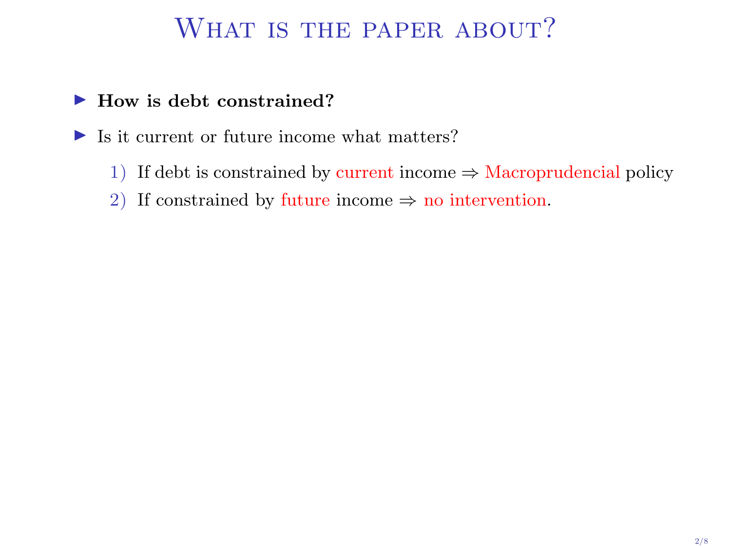# What is the paper about?

- **How is debt constrained?**
- Is it current or future income what matters?
  1) If debt is constrained by current income $\Rightarrow$ Macroprudencial policy
  2) If constrained by future income $\Rightarrow$ no intervention.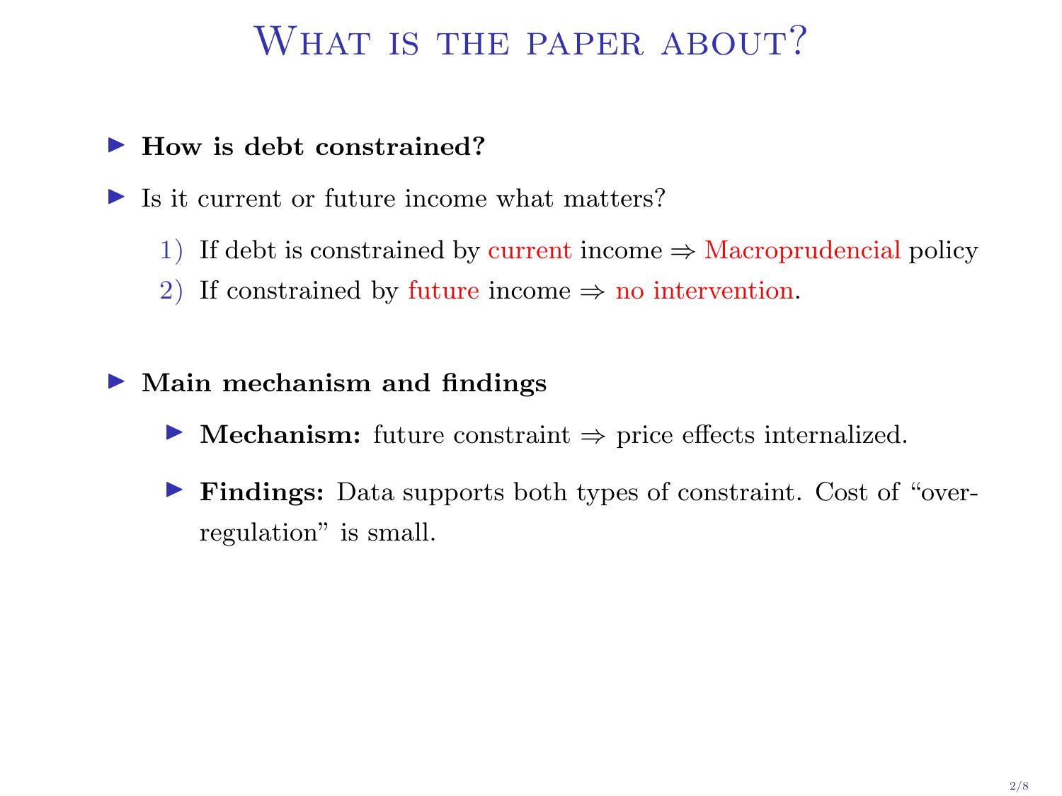# What is the paper about?

- **How is debt constrained?**
- Is it current or future income what matters?
  1) If debt is constrained by current income ⇒ Macroprudencial policy
  2) If constrained by future income ⇒ no intervention.

- **Main mechanism and findings**
  - **Mechanism:** future constraint ⇒ price effects internalized.
  - **Findings:** Data supports both types of constraint. Cost of "over-regulation" is small.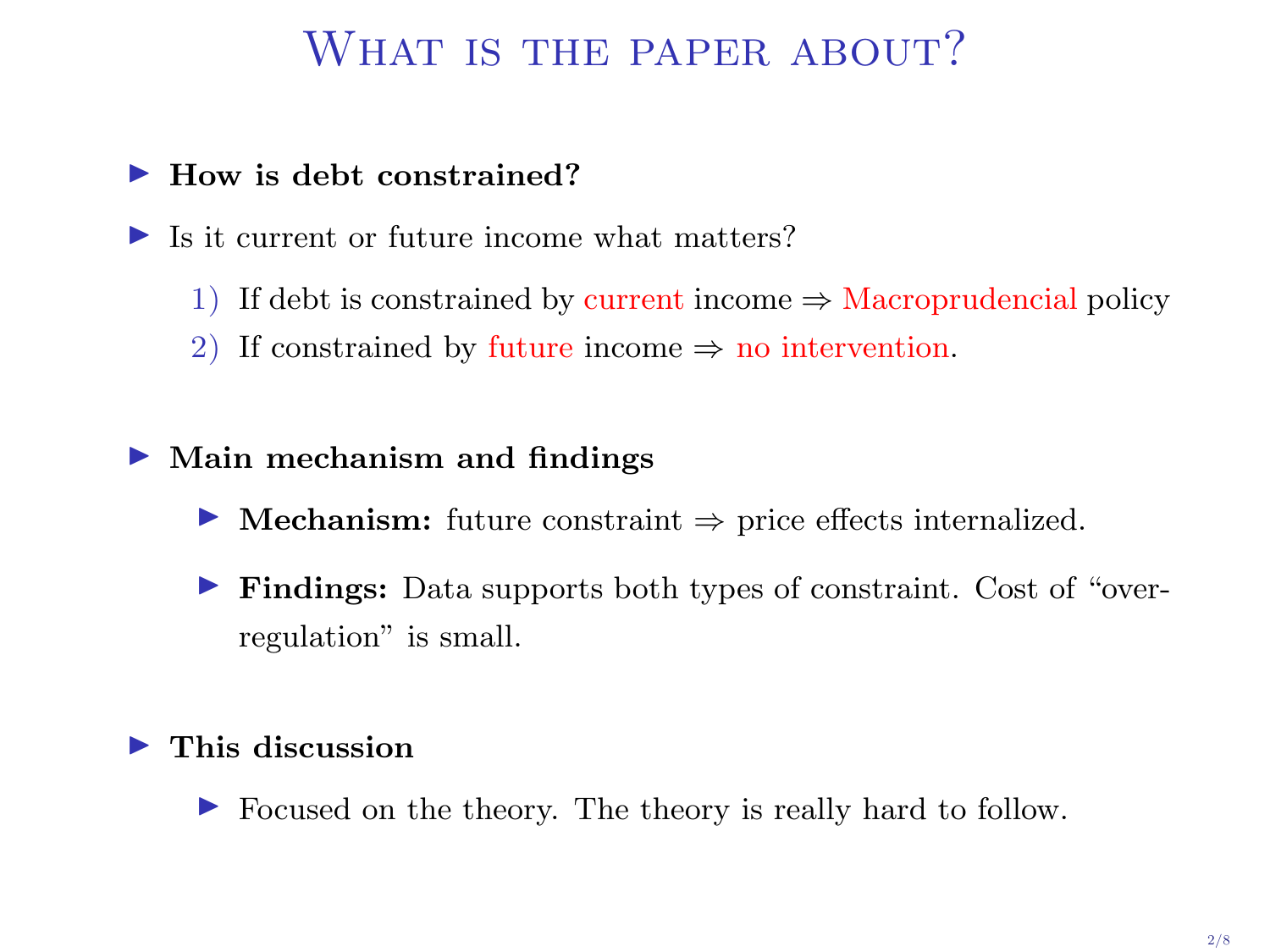# What is the paper about?

- **How is debt constrained?**
- Is it current or future income what matters?
  1) If debt is constrained by current income ⇒ Macroprudencial policy
  2) If constrained by future income ⇒ no intervention.

- **Main mechanism and findings**
  - **Mechanism:** future constraint ⇒ price effects internalized.
  - **Findings:** Data supports both types of constraint. Cost of "over-regulation" is small.

- **This discussion**
  - Focused on the theory. The theory is really hard to follow.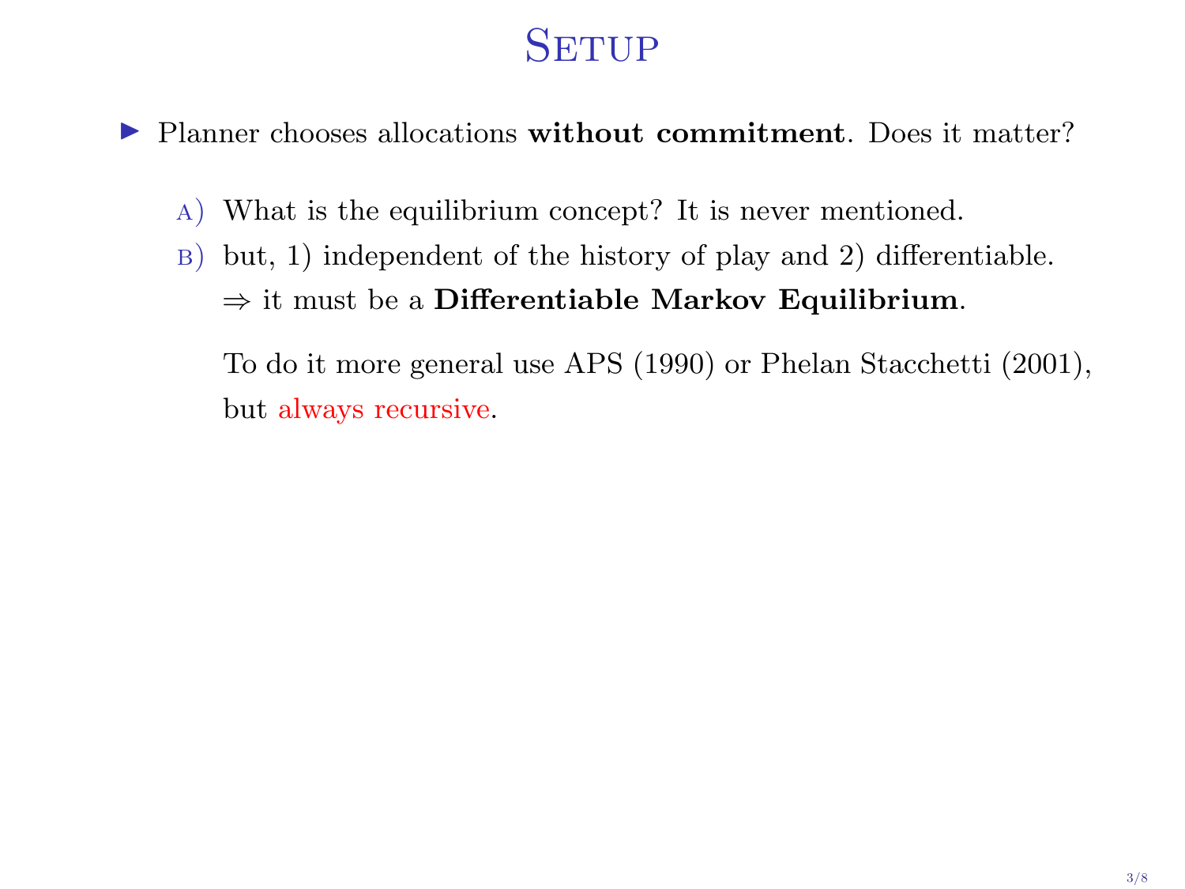# Setup

- Planner chooses allocations **without commitment**. Does it matter?

  A) What is the equilibrium concept? It is never mentioned.

  B) but, 1) independent of the history of play and 2) differentiable.
  $\Rightarrow$ it must be a **Differentiable Markov Equilibrium**.

  To do it more general use APS (1990) or Phelan Stacchetti (2001), but always recursive.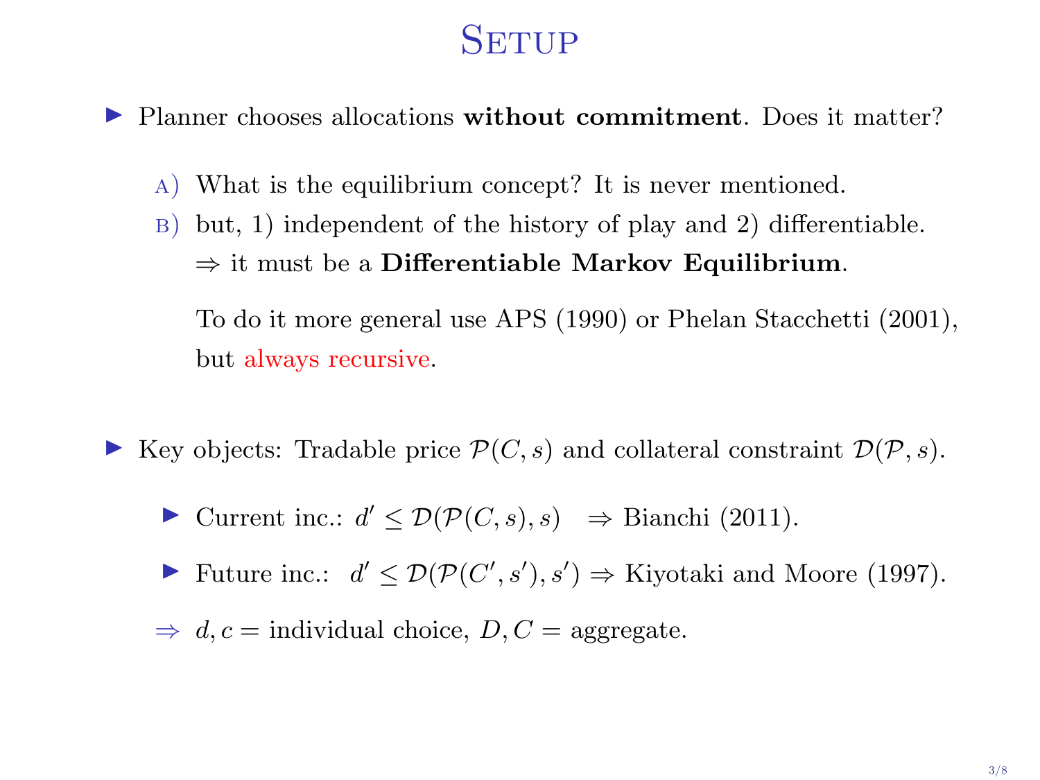# Setup

- Planner chooses allocations **without commitment**. Does it matter?

  A) What is the equilibrium concept? It is never mentioned.

  B) but, 1) independent of the history of play and 2) differentiable.
  $\Rightarrow$ it must be a **Differentiable Markov Equilibrium**.

  To do it more general use APS (1990) or Phelan Stacchetti (2001), but always recursive.

- Key objects: Tradable price $\mathcal{P}(C, s)$ and collateral constraint $\mathcal{D}(\mathcal{P}, s)$.

  - Current inc.: $d' \leq \mathcal{D}(\mathcal{P}(C, s), s) \quad \Rightarrow$ Bianchi (2011).
  - Future inc.: $d' \leq \mathcal{D}(\mathcal{P}(C', s'), s') \Rightarrow$ Kiyotaki and Moore (1997).

  $\Rightarrow$ $d, c =$ individual choice, $D, C =$ aggregate.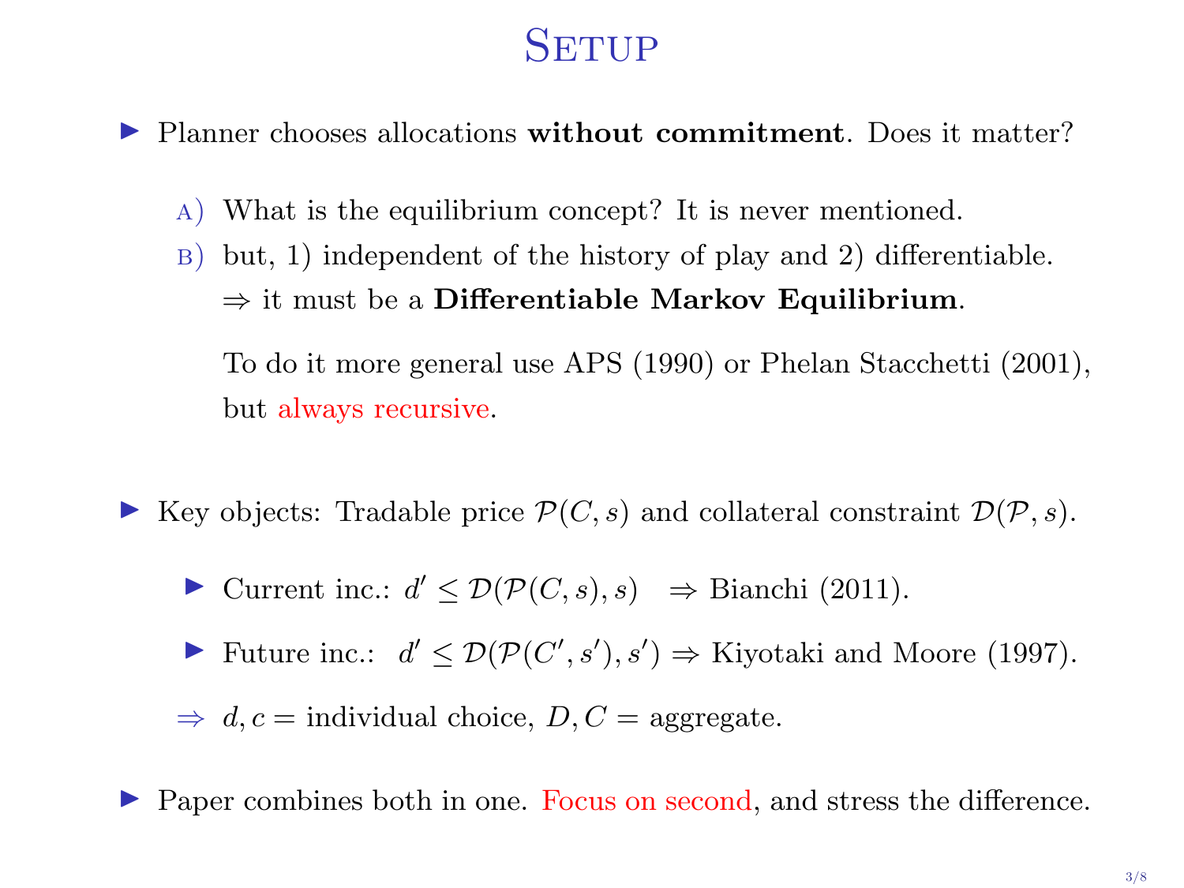# Setup

- Planner chooses allocations **without commitment**. Does it matter?
  - A) What is the equilibrium concept? It is never mentioned.
  - B) but, 1) independent of the history of play and 2) differentiable.
    $\Rightarrow$ it must be a **Differentiable Markov Equilibrium**.

    To do it more general use APS (1990) or Phelan Stacchetti (2001), but always recursive.

- Key objects: Tradable price $\mathcal{P}(C, s)$ and collateral constraint $\mathcal{D}(\mathcal{P}, s)$.
  - Current inc.: $d' \leq \mathcal{D}(\mathcal{P}(C, s), s) \quad \Rightarrow$ Bianchi (2011).
  - Future inc.: $d' \leq \mathcal{D}(\mathcal{P}(C', s'), s') \Rightarrow$ Kiyotaki and Moore (1997).

  $\Rightarrow$ $d, c =$ individual choice, $D, C =$ aggregate.

- Paper combines both in one. Focus on second, and stress the difference.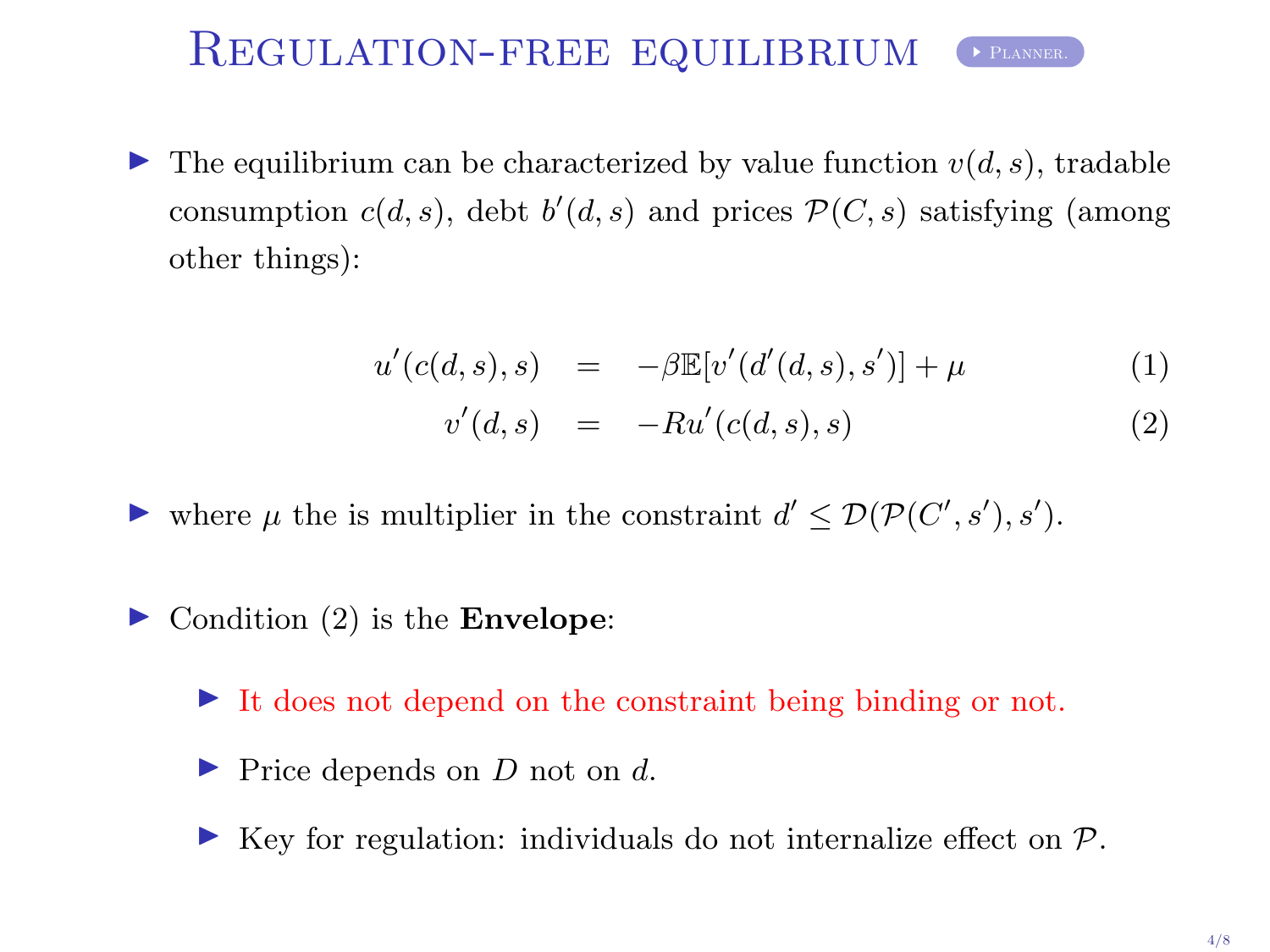# Regulation-free equilibrium

▸ Planner.

- The equilibrium can be characterized by value function $v(d,s)$, tradable consumption $c(d,s)$, debt $b'(d,s)$ and prices $\mathcal{P}(C,s)$ satisfying (among other things):

$$u'(c(d,s),s) = -\beta\mathbb{E}[v'(d'(d,s),s')] + \mu \qquad (1)$$

$$v'(d,s) = -Ru'(c(d,s),s) \qquad (2)$$

- where $\mu$ the is multiplier in the constraint $d' \leq \mathcal{D}(\mathcal{P}(C',s'),s')$.

- Condition (2) is the **Envelope**:
  - It does not depend on the constraint being binding or not.
  - Price depends on $D$ not on $d$.
  - Key for regulation: individuals do not internalize effect on $\mathcal{P}$.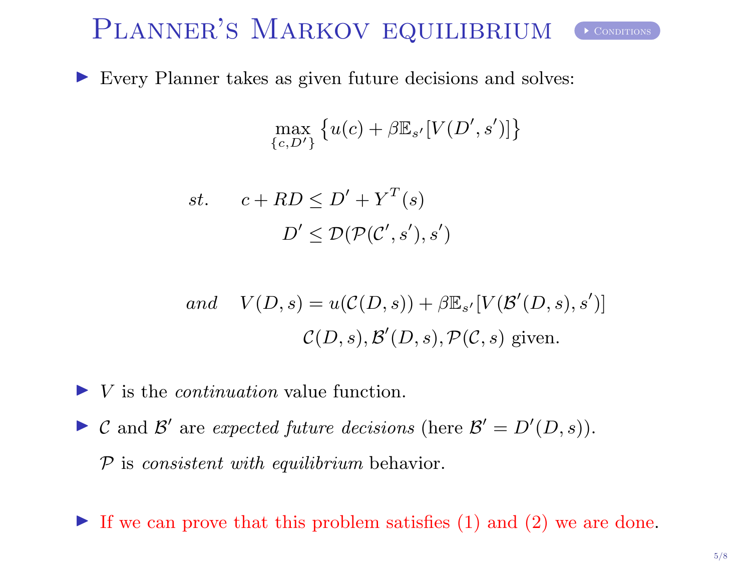# Planner's Markov equilibrium

- Every Planner takes as given future decisions and solves:

$$\max_{\{c,D'\}} \left\{ u(c) + \beta \mathbb{E}_{s'}[V(D',s')] \right\}$$

$$st. \quad c + RD \leq D' + Y^T(s)$$

$$D' \leq \mathcal{D}(\mathcal{P}(\mathcal{C}',s'),s')$$

$$and \quad V(D,s) = u(\mathcal{C}(D,s)) + \beta \mathbb{E}_{s'}[V(\mathcal{B}'(D,s),s')]$$

$$\mathcal{C}(D,s), \mathcal{B}'(D,s), \mathcal{P}(\mathcal{C},s) \text{ given.}$$

- $V$ is the *continuation* value function.
- $\mathcal{C}$ and $\mathcal{B}'$ are *expected future decisions* (here $\mathcal{B}' = D'(D,s)$).

  $\mathcal{P}$ is *consistent with equilibrium* behavior.

- If we can prove that this problem satisfies (1) and (2) we are done.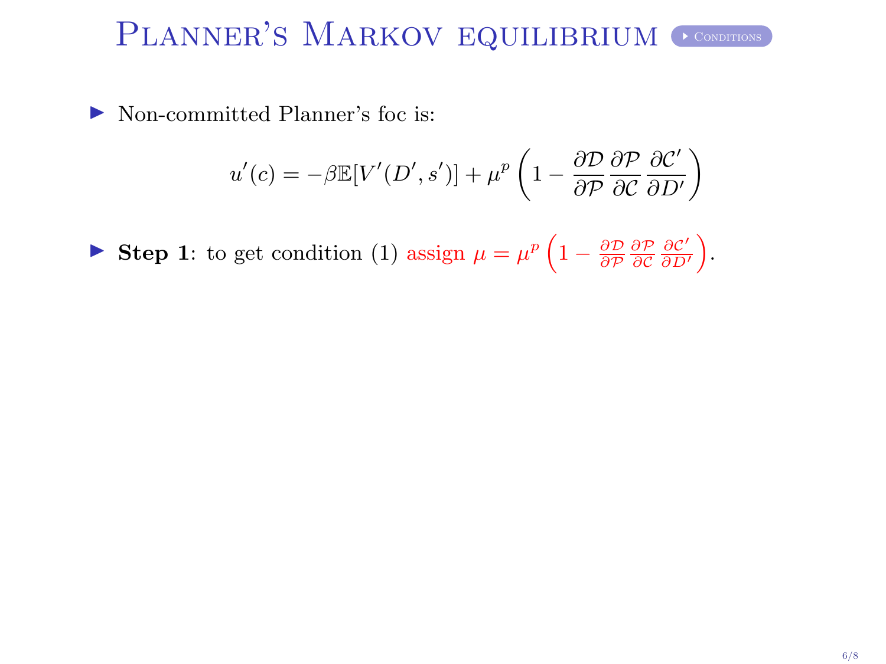# Planner's Markov equilibrium

Conditions

- Non-committed Planner's foc is:

$$u'(c) = -\beta \mathbb{E}[V'(D', s')] + \mu^p \left(1 - \frac{\partial \mathcal{D}}{\partial \mathcal{P}} \frac{\partial \mathcal{P}}{\partial \mathcal{C}} \frac{\partial \mathcal{C}'}{\partial D'}\right)$$

- **Step 1**: to get condition (1) assign $\mu = \mu^p \left(1 - \frac{\partial \mathcal{D}}{\partial \mathcal{P}} \frac{\partial \mathcal{P}}{\partial \mathcal{C}} \frac{\partial \mathcal{C}'}{\partial D'}\right)$.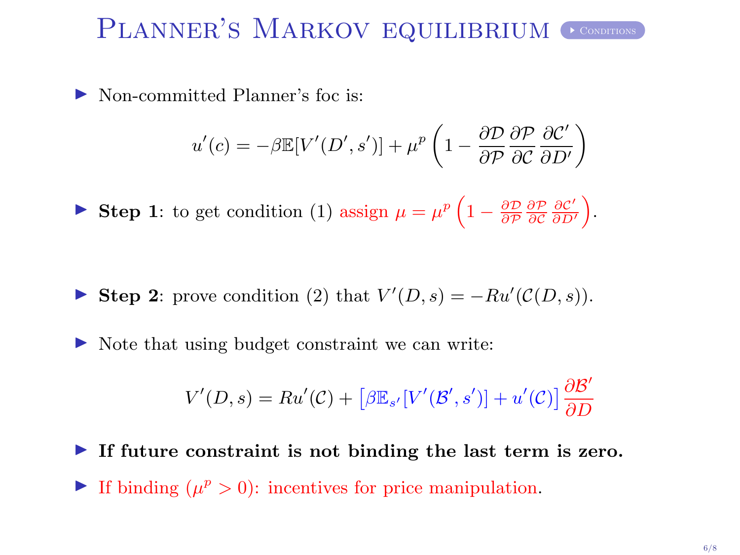# Planner's Markov equilibrium

Conditions

- Non-committed Planner's foc is:

$$u'(c) = -\beta \mathbb{E}[V'(D', s')] + \mu^p \left(1 - \frac{\partial \mathcal{D}}{\partial \mathcal{P}} \frac{\partial \mathcal{P}}{\partial \mathcal{C}} \frac{\partial \mathcal{C}'}{\partial D'}\right)$$

- **Step 1**: to get condition (1) assign $\mu = \mu^p \left(1 - \frac{\partial \mathcal{D}}{\partial \mathcal{P}} \frac{\partial \mathcal{P}}{\partial \mathcal{C}} \frac{\partial \mathcal{C}'}{\partial D'}\right)$.

- **Step 2**: prove condition (2) that $V'(D, s) = -Ru'(\mathcal{C}(D, s))$.

- Note that using budget constraint we can write:

$$V'(D, s) = Ru'(\mathcal{C}) + \left[\beta \mathbb{E}_{s'}[V'(\mathcal{B}', s')] + u'(\mathcal{C})\right] \frac{\partial \mathcal{B}'}{\partial D}$$

- **If future constraint is not binding the last term is zero.**
- If binding ($\mu^p > 0$): incentives for price manipulation.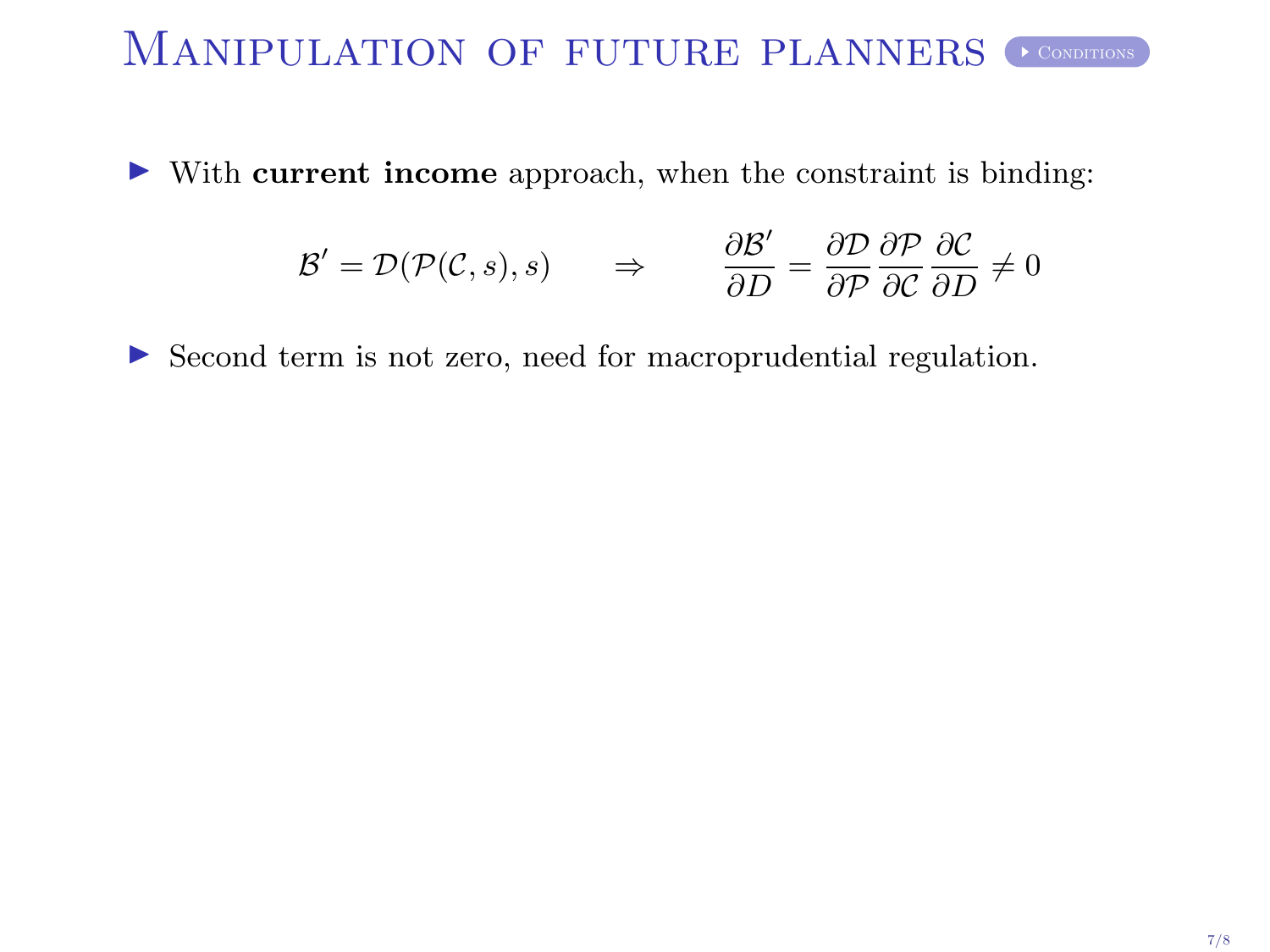# Manipulation of future planners

Conditions

- With **current income** approach, when the constraint is binding:

$$\mathcal{B}' = \mathcal{D}(\mathcal{P}(\mathcal{C}, s), s) \qquad \Rightarrow \qquad \frac{\partial \mathcal{B}'}{\partial D} = \frac{\partial \mathcal{D}}{\partial \mathcal{P}} \frac{\partial \mathcal{P}}{\partial \mathcal{C}} \frac{\partial \mathcal{C}}{\partial D} \neq 0$$

- Second term is not zero, need for macroprudential regulation.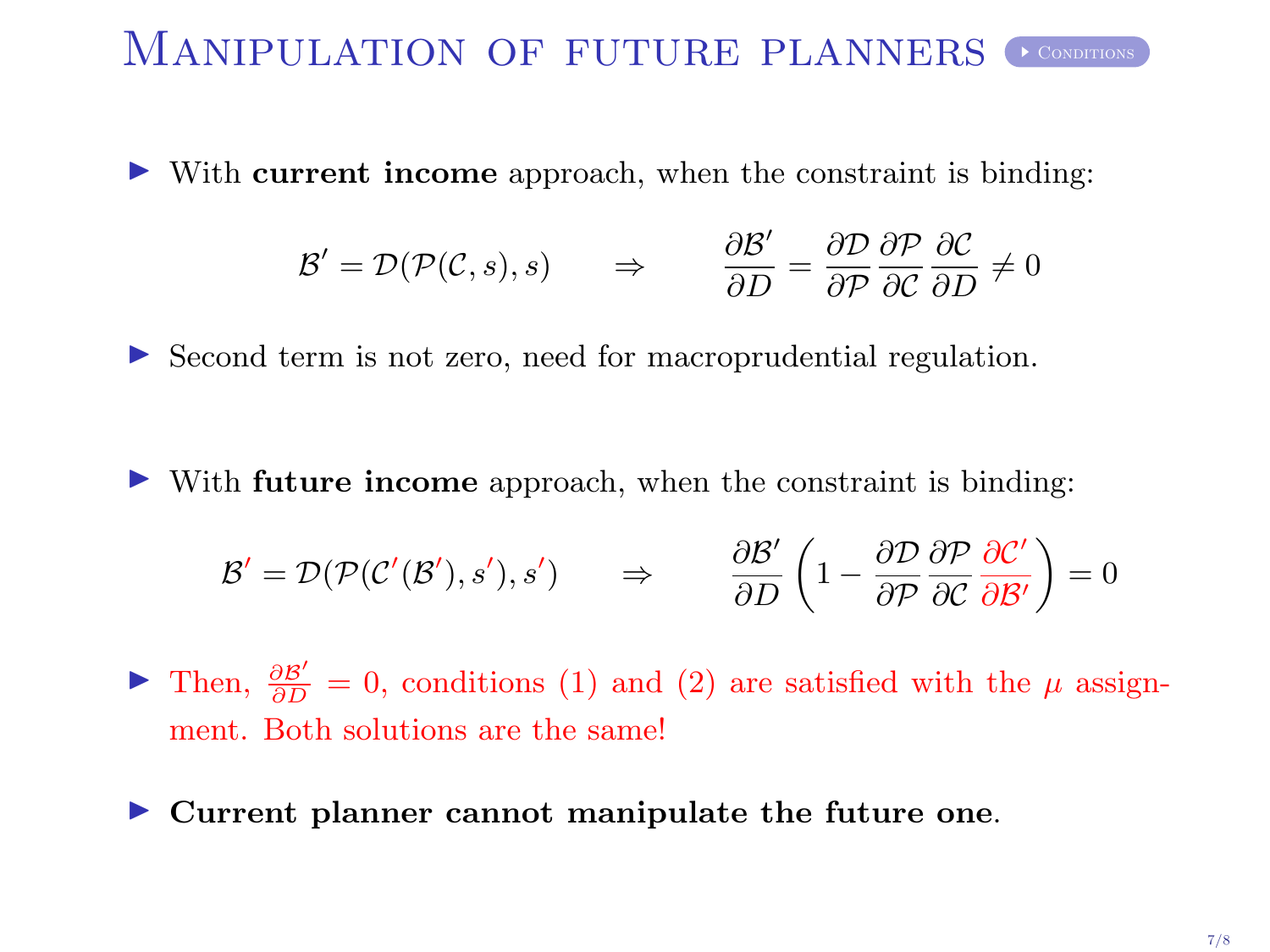# Manipulation of future planners

Conditions

- With **current income** approach, when the constraint is binding:

$$\mathcal{B}' = \mathcal{D}(\mathcal{P}(\mathcal{C}, s), s) \qquad \Rightarrow \qquad \frac{\partial \mathcal{B}'}{\partial D} = \frac{\partial \mathcal{D}}{\partial \mathcal{P}} \frac{\partial \mathcal{P}}{\partial \mathcal{C}} \frac{\partial \mathcal{C}}{\partial D} \neq 0$$

- Second term is not zero, need for macroprudential regulation.

- With **future income** approach, when the constraint is binding:

$$\mathcal{B}' = \mathcal{D}(\mathcal{P}(\mathcal{C}'(\mathcal{B}'), s'), s') \qquad \Rightarrow \qquad \frac{\partial \mathcal{B}'}{\partial D}\left(1 - \frac{\partial \mathcal{D}}{\partial \mathcal{P}} \frac{\partial \mathcal{P}}{\partial \mathcal{C}} \frac{\partial \mathcal{C}'}{\partial \mathcal{B}'}\right) = 0$$

- Then, $\frac{\partial \mathcal{B}'}{\partial D} = 0$, conditions (1) and (2) are satisfied with the $\mu$ assignment. Both solutions are the same!

- **Current planner cannot manipulate the future one**.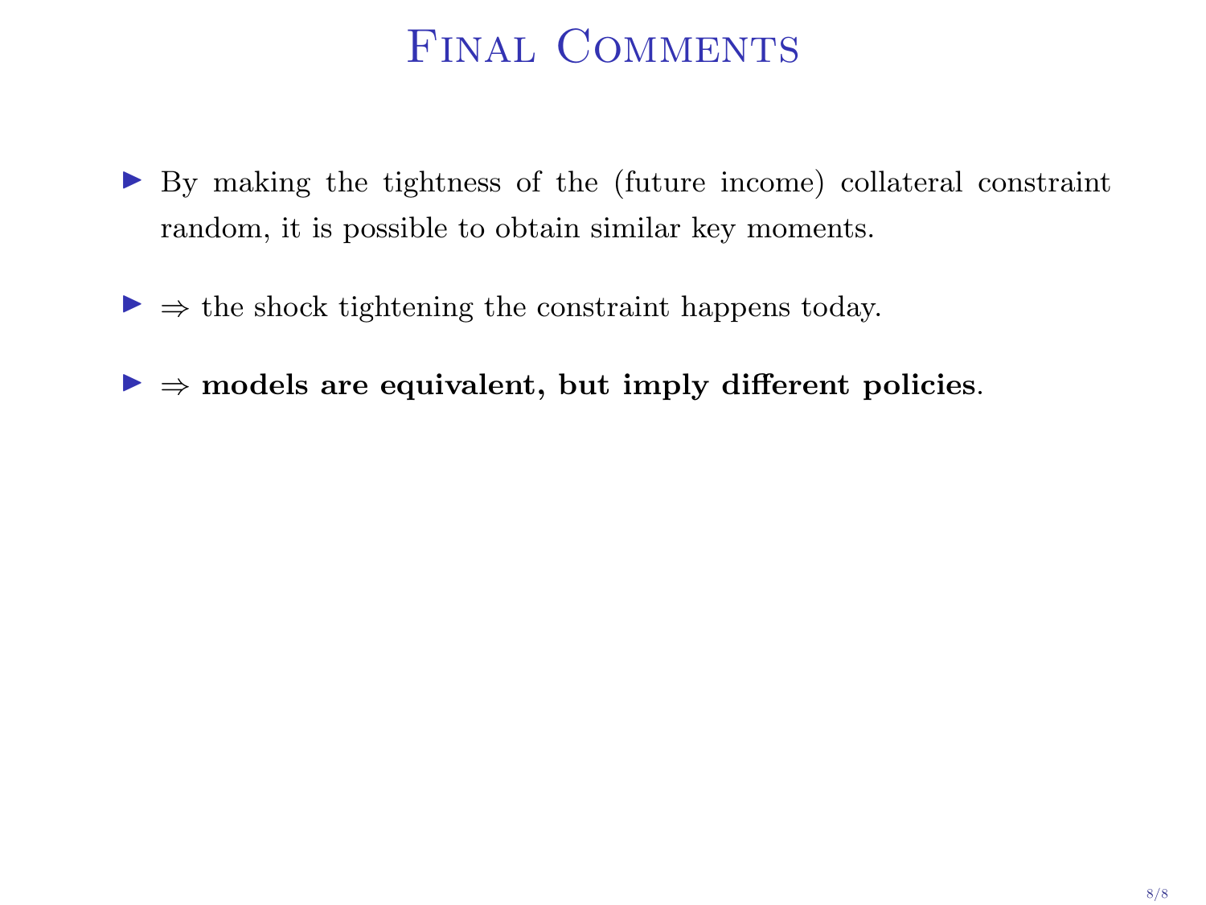# Final Comments

- By making the tightness of the (future income) collateral constraint random, it is possible to obtain similar key moments.
- $\Rightarrow$ the shock tightening the constraint happens today.
- $\Rightarrow$ **models are equivalent, but imply different policies**.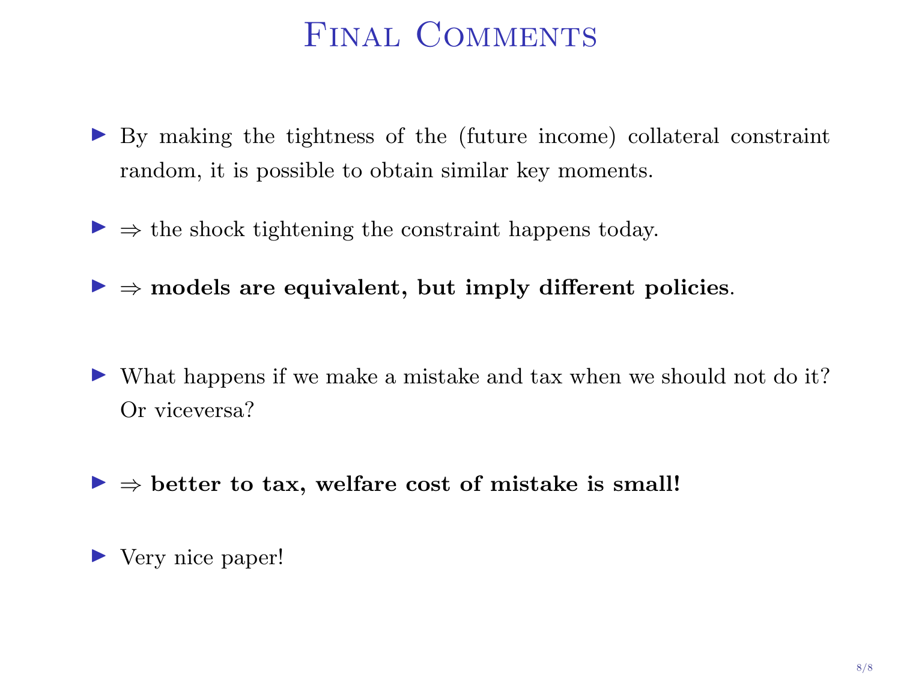# Final Comments

- By making the tightness of the (future income) collateral constraint random, it is possible to obtain similar key moments.
- $\Rightarrow$ the shock tightening the constraint happens today.
- $\Rightarrow$ **models are equivalent, but imply different policies**.
- What happens if we make a mistake and tax when we should not do it? Or viceversa?
- $\Rightarrow$ **better to tax, welfare cost of mistake is small!**
- Very nice paper!